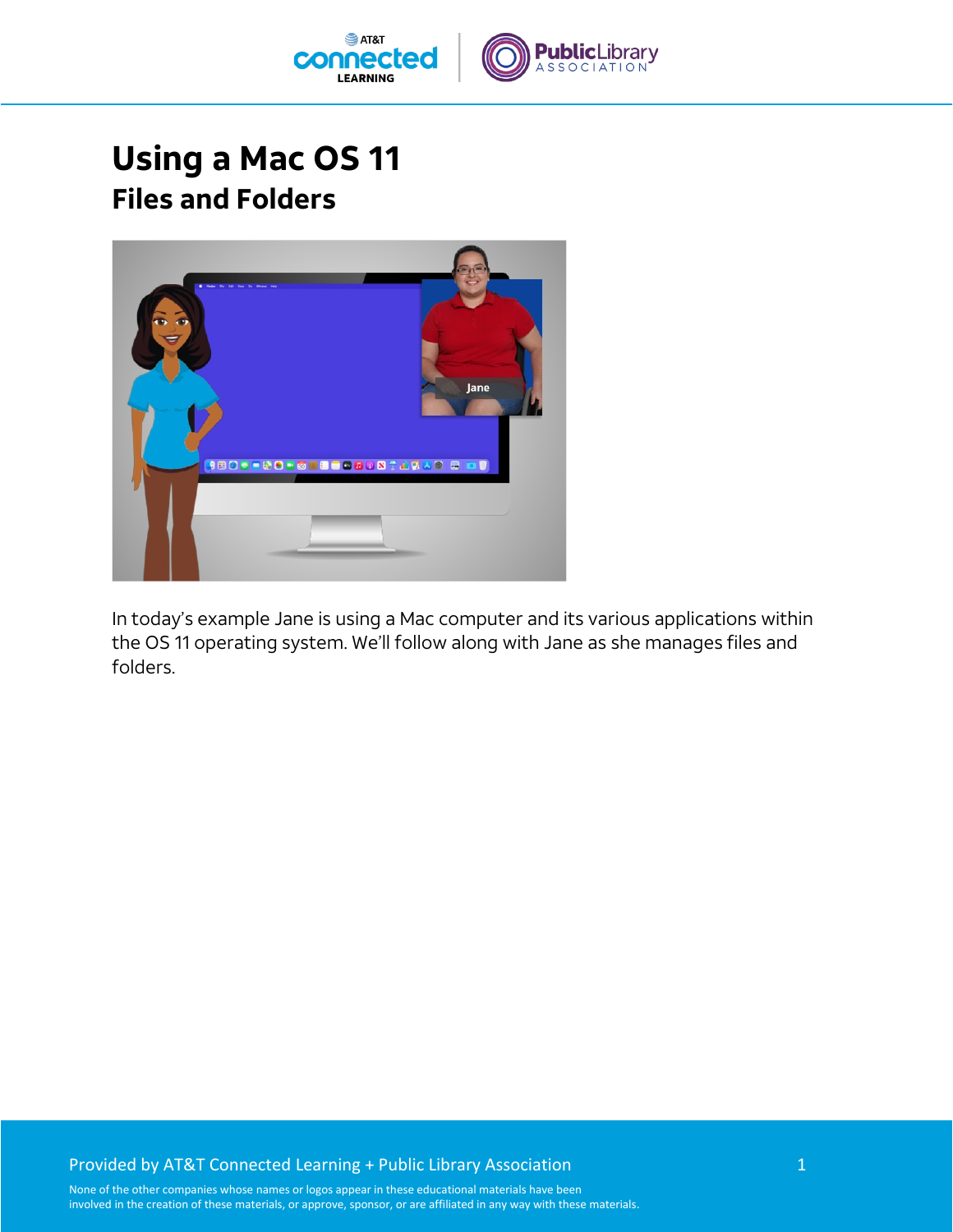# Using a Mac OS 11

## Files and Folders

In today's example Jane is using a Mac computer and its various applications within the OS 11 operating system. We'll follow along with Jane as she manages files and folders.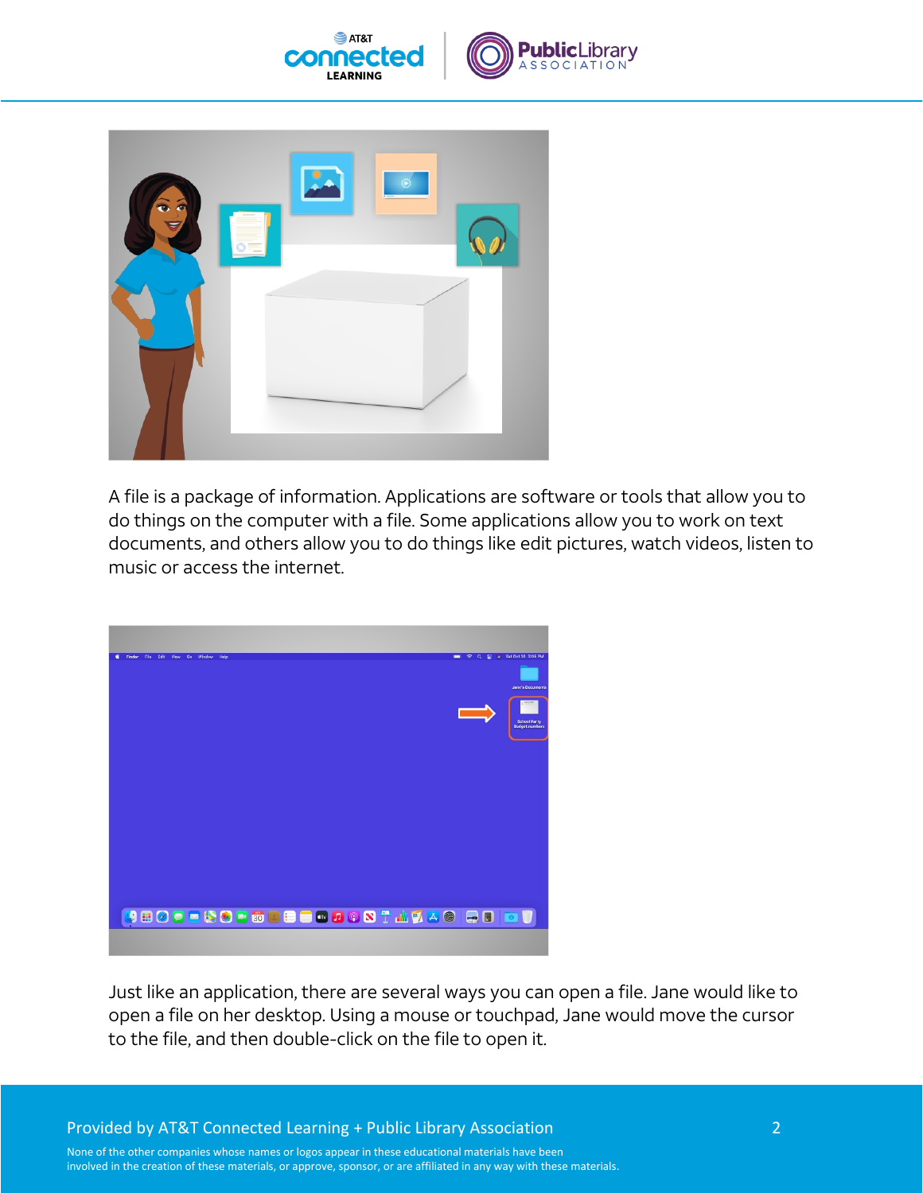A file is a package of information. Applications are software or tools that allow you to do things on the computer with a file. Some applications allow you to work on text documents, and others allow you to do things like edit pictures, watch videos, listen to music or access the internet.

Just like an application, there are several ways you can open a file. Jane would like to open a file on her desktop. Using a mouse or touchpad, Jane would move the cursor to the file, and then double-click on the file to open it.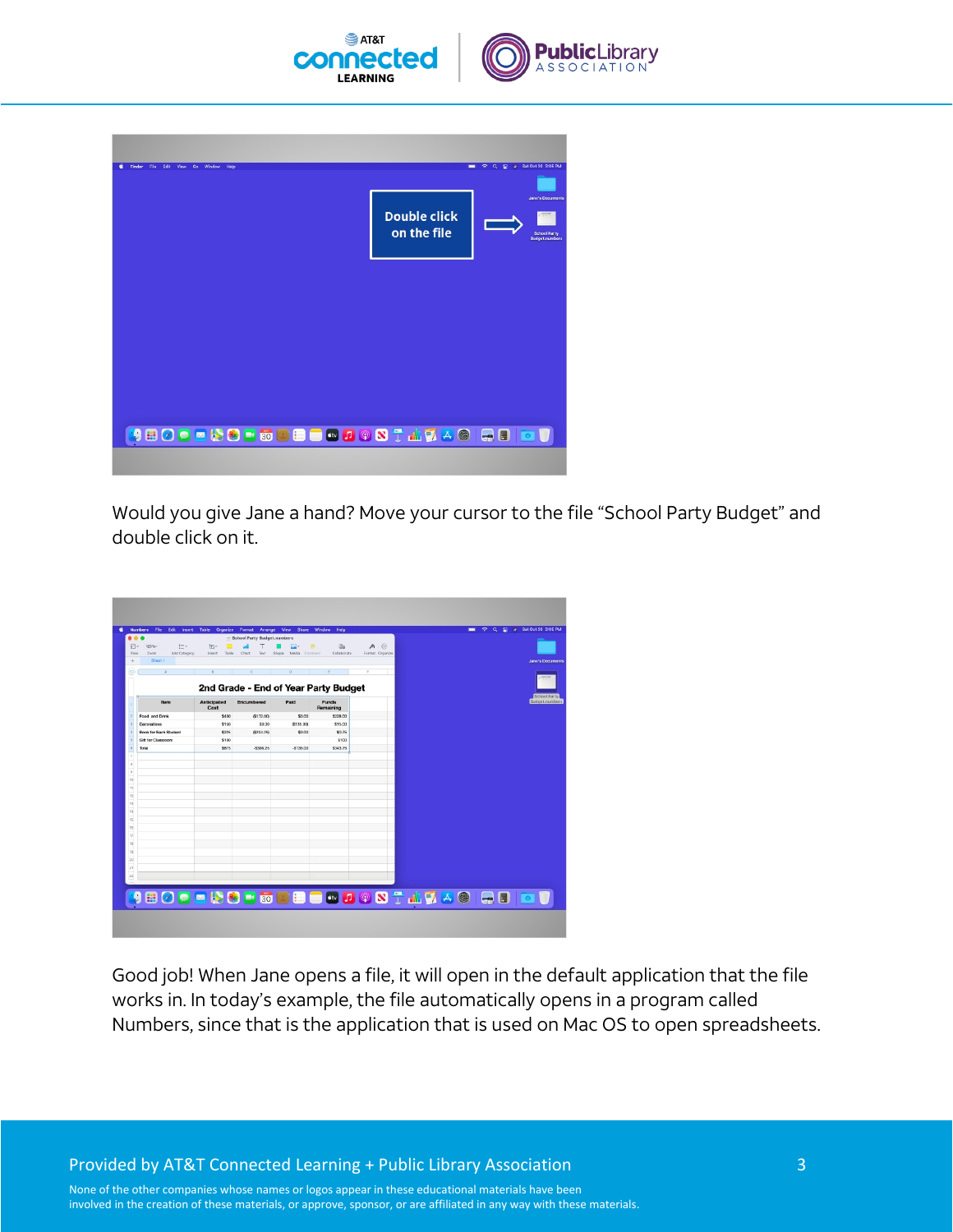Would you give Jane a hand? Move your cursor to the file “School Party Budget” and double click on it.

Good job! When Jane opens a file, it will open in the default application that the file works in. In today’s example, the file automatically opens in a program called Numbers, since that is the application that is used on Mac OS to open spreadsheets.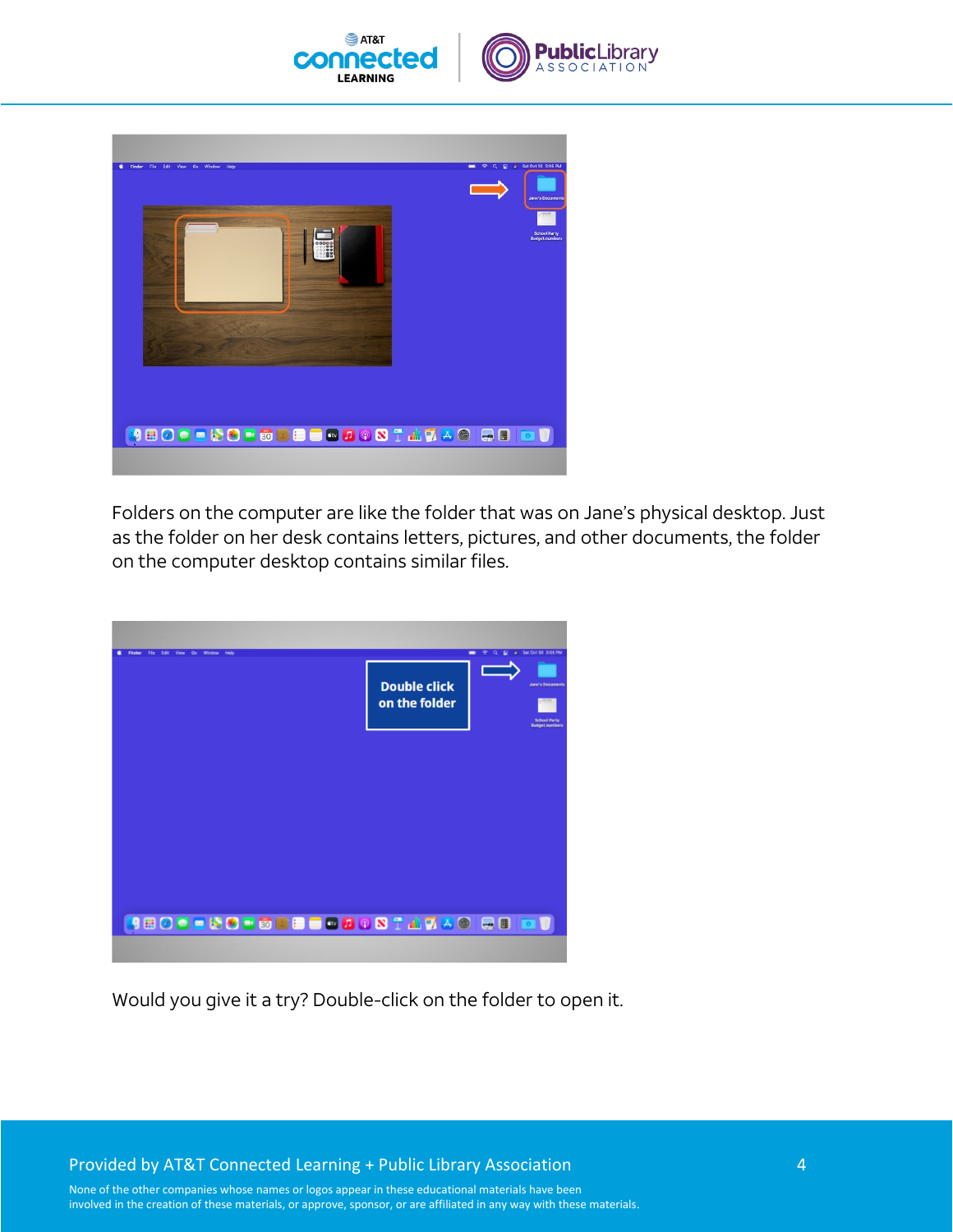Folders on the computer are like the folder that was on Jane's physical desktop. Just as the folder on her desk contains letters, pictures, and other documents, the folder on the computer desktop contains similar files.

Would you give it a try? Double-click on the folder to open it.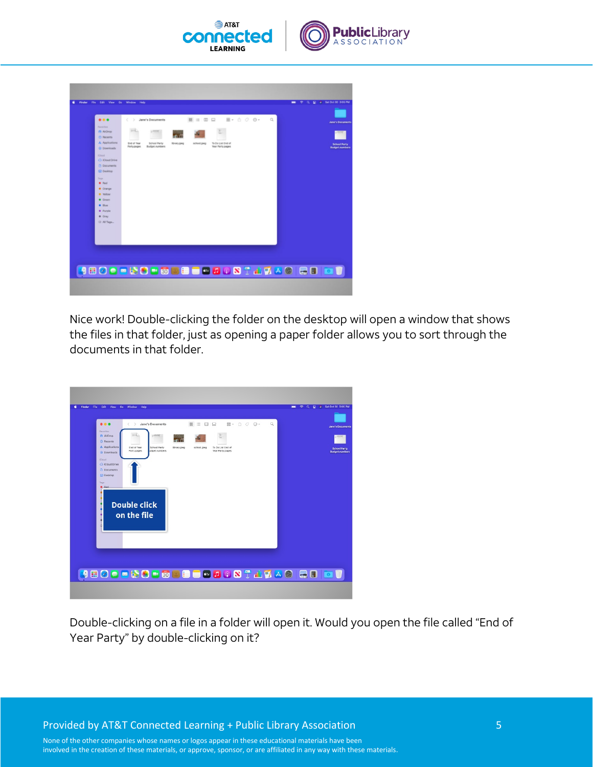Nice work! Double-clicking the folder on the desktop will open a window that shows the files in that folder, just as opening a paper folder allows you to sort through the documents in that folder.

Double-clicking on a file in a folder will open it. Would you open the file called "End of Year Party" by double-clicking on it?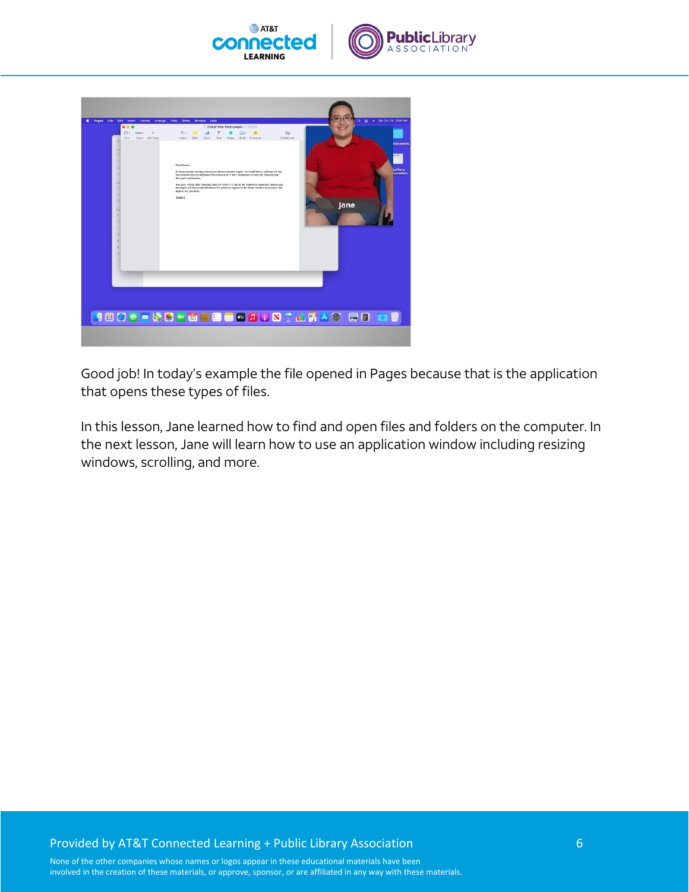Good job! In today's example the file opened in Pages because that is the application that opens these types of files.

In this lesson, Jane learned how to find and open files and folders on the computer. In the next lesson, Jane will learn how to use an application window including resizing windows, scrolling, and more.